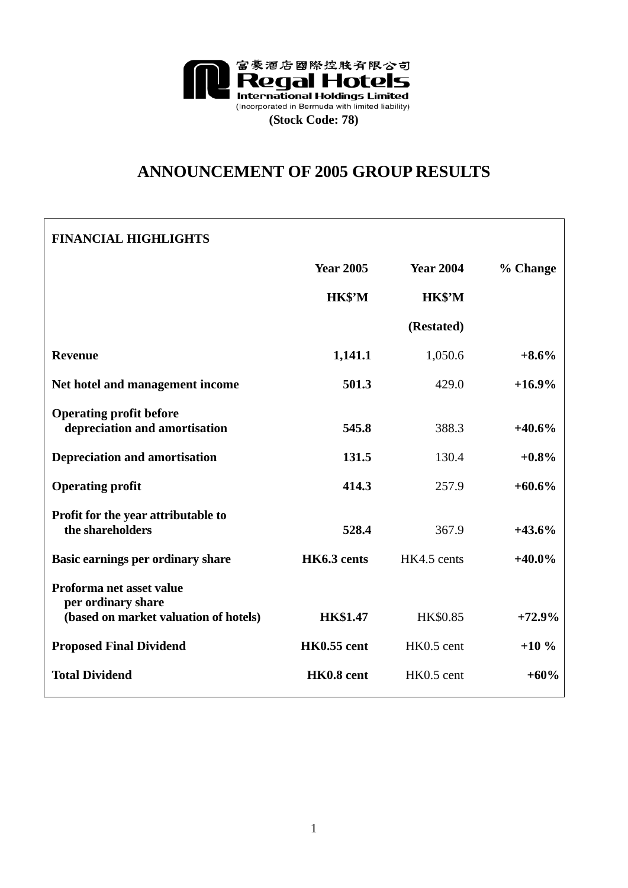富豪酒店國際控股有限公司

**Regal Hotels International Holdings Limited**

(Incorporated in Bermuda with limited liability)

**(Stock Code: 78)**

# ANNOUNCEMENT OF 2005 GROUP RESULTS

**FINANCIAL HIGHLIGHTS**

| | Year 2005 | Year 2004 | % Change |
|---|---|---|---|
| | HK$'M | HK$'M | |
| | | (Restated) | |
| **Revenue** | **1,141.1** | 1,050.6 | **+8.6%** |
| **Net hotel and management income** | **501.3** | 429.0 | **+16.9%** |
| **Operating profit before depreciation and amortisation** | **545.8** | 388.3 | **+40.6%** |
| **Depreciation and amortisation** | **131.5** | 130.4 | **+0.8%** |
| **Operating profit** | **414.3** | 257.9 | **+60.6%** |
| **Profit for the year attributable to the shareholders** | **528.4** | 367.9 | **+43.6%** |
| **Basic earnings per ordinary share** | **HK6.3 cents** | HK4.5 cents | **+40.0%** |
| **Proforma net asset value per ordinary share (based on market valuation of hotels)** | **HK$1.47** | HK$0.85 | **+72.9%** |
| **Proposed Final Dividend** | **HK0.55 cent** | HK0.5 cent | **+10 %** |
| **Total Dividend** | **HK0.8 cent** | HK0.5 cent | **+60%** |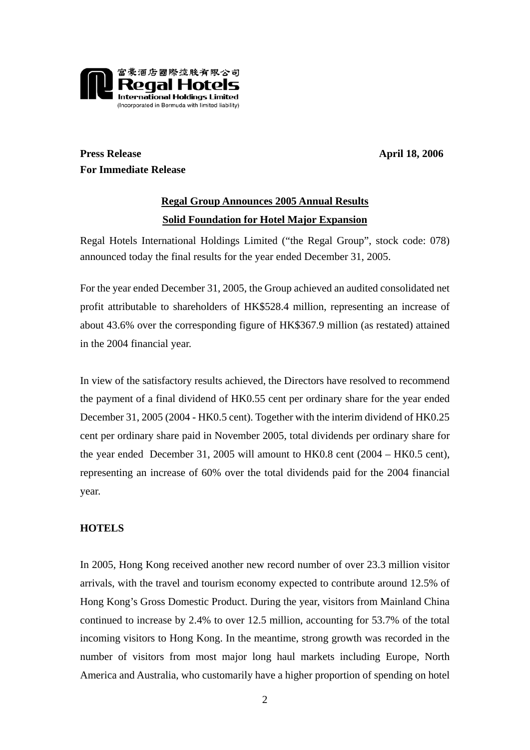富豪酒店國際控股有限公司
**Regal Hotels International Holdings Limited**
(Incorporated in Bermuda with limited liability)

**Press Release** **April 18, 2006**
**For Immediate Release**

## Regal Group Announces 2005 Annual Results
## Solid Foundation for Hotel Major Expansion

Regal Hotels International Holdings Limited ("the Regal Group", stock code: 078) announced today the final results for the year ended December 31, 2005.

For the year ended December 31, 2005, the Group achieved an audited consolidated net profit attributable to shareholders of HK$528.4 million, representing an increase of about 43.6% over the corresponding figure of HK$367.9 million (as restated) attained in the 2004 financial year.

In view of the satisfactory results achieved, the Directors have resolved to recommend the payment of a final dividend of HK0.55 cent per ordinary share for the year ended December 31, 2005 (2004 - HK0.5 cent). Together with the interim dividend of HK0.25 cent per ordinary share paid in November 2005, total dividends per ordinary share for the year ended December 31, 2005 will amount to HK0.8 cent (2004 – HK0.5 cent), representing an increase of 60% over the total dividends paid for the 2004 financial year.

**HOTELS**

In 2005, Hong Kong received another new record number of over 23.3 million visitor arrivals, with the travel and tourism economy expected to contribute around 12.5% of Hong Kong's Gross Domestic Product. During the year, visitors from Mainland China continued to increase by 2.4% to over 12.5 million, accounting for 53.7% of the total incoming visitors to Hong Kong. In the meantime, strong growth was recorded in the number of visitors from most major long haul markets including Europe, North America and Australia, who customarily have a higher proportion of spending on hotel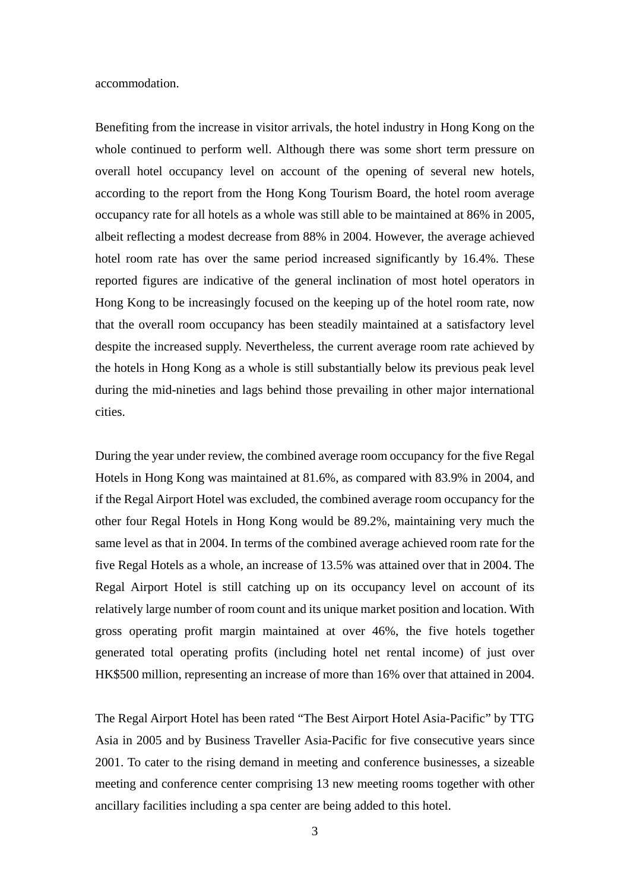accommodation.

Benefiting from the increase in visitor arrivals, the hotel industry in Hong Kong on the whole continued to perform well. Although there was some short term pressure on overall hotel occupancy level on account of the opening of several new hotels, according to the report from the Hong Kong Tourism Board, the hotel room average occupancy rate for all hotels as a whole was still able to be maintained at 86% in 2005, albeit reflecting a modest decrease from 88% in 2004. However, the average achieved hotel room rate has over the same period increased significantly by 16.4%. These reported figures are indicative of the general inclination of most hotel operators in Hong Kong to be increasingly focused on the keeping up of the hotel room rate, now that the overall room occupancy has been steadily maintained at a satisfactory level despite the increased supply. Nevertheless, the current average room rate achieved by the hotels in Hong Kong as a whole is still substantially below its previous peak level during the mid-nineties and lags behind those prevailing in other major international cities.

During the year under review, the combined average room occupancy for the five Regal Hotels in Hong Kong was maintained at 81.6%, as compared with 83.9% in 2004, and if the Regal Airport Hotel was excluded, the combined average room occupancy for the other four Regal Hotels in Hong Kong would be 89.2%, maintaining very much the same level as that in 2004. In terms of the combined average achieved room rate for the five Regal Hotels as a whole, an increase of 13.5% was attained over that in 2004. The Regal Airport Hotel is still catching up on its occupancy level on account of its relatively large number of room count and its unique market position and location. With gross operating profit margin maintained at over 46%, the five hotels together generated total operating profits (including hotel net rental income) of just over HK$500 million, representing an increase of more than 16% over that attained in 2004.

The Regal Airport Hotel has been rated "The Best Airport Hotel Asia-Pacific" by TTG Asia in 2005 and by Business Traveller Asia-Pacific for five consecutive years since 2001. To cater to the rising demand in meeting and conference businesses, a sizeable meeting and conference center comprising 13 new meeting rooms together with other ancillary facilities including a spa center are being added to this hotel.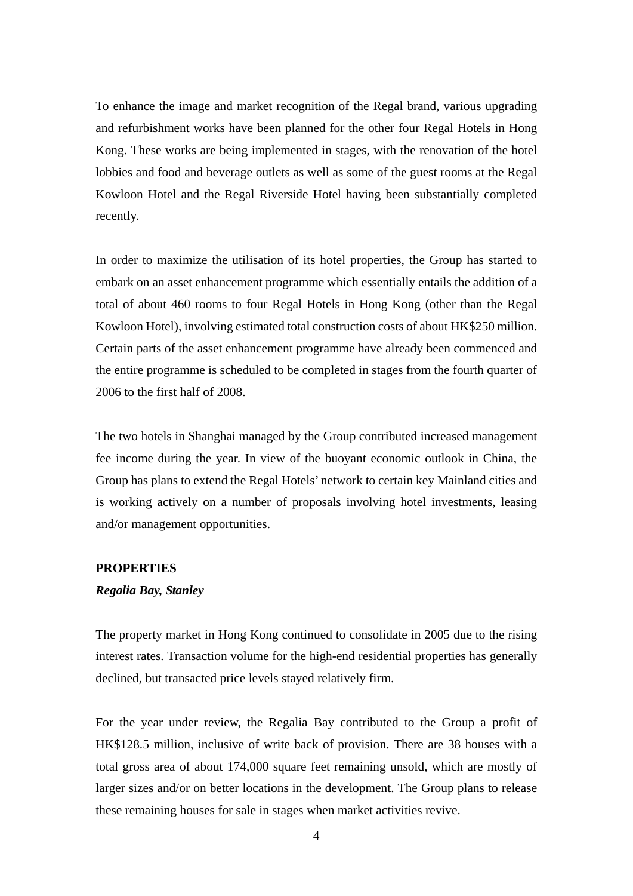To enhance the image and market recognition of the Regal brand, various upgrading and refurbishment works have been planned for the other four Regal Hotels in Hong Kong. These works are being implemented in stages, with the renovation of the hotel lobbies and food and beverage outlets as well as some of the guest rooms at the Regal Kowloon Hotel and the Regal Riverside Hotel having been substantially completed recently.

In order to maximize the utilisation of its hotel properties, the Group has started to embark on an asset enhancement programme which essentially entails the addition of a total of about 460 rooms to four Regal Hotels in Hong Kong (other than the Regal Kowloon Hotel), involving estimated total construction costs of about HK$250 million. Certain parts of the asset enhancement programme have already been commenced and the entire programme is scheduled to be completed in stages from the fourth quarter of 2006 to the first half of 2008.

The two hotels in Shanghai managed by the Group contributed increased management fee income during the year. In view of the buoyant economic outlook in China, the Group has plans to extend the Regal Hotels' network to certain key Mainland cities and is working actively on a number of proposals involving hotel investments, leasing and/or management opportunities.

**PROPERTIES**

***Regalia Bay, Stanley***

The property market in Hong Kong continued to consolidate in 2005 due to the rising interest rates. Transaction volume for the high-end residential properties has generally declined, but transacted price levels stayed relatively firm.

For the year under review, the Regalia Bay contributed to the Group a profit of HK$128.5 million, inclusive of write back of provision. There are 38 houses with a total gross area of about 174,000 square feet remaining unsold, which are mostly of larger sizes and/or on better locations in the development. The Group plans to release these remaining houses for sale in stages when market activities revive.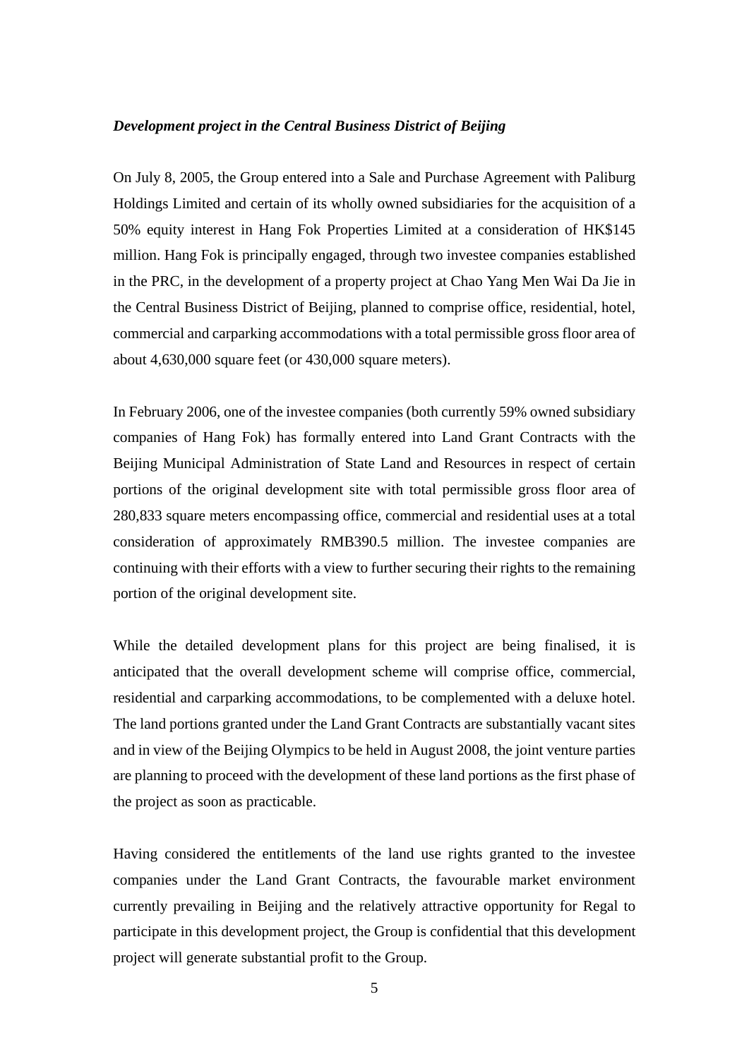***Development project in the Central Business District of Beijing***

On July 8, 2005, the Group entered into a Sale and Purchase Agreement with Paliburg Holdings Limited and certain of its wholly owned subsidiaries for the acquisition of a 50% equity interest in Hang Fok Properties Limited at a consideration of HK$145 million. Hang Fok is principally engaged, through two investee companies established in the PRC, in the development of a property project at Chao Yang Men Wai Da Jie in the Central Business District of Beijing, planned to comprise office, residential, hotel, commercial and carparking accommodations with a total permissible gross floor area of about 4,630,000 square feet (or 430,000 square meters).

In February 2006, one of the investee companies (both currently 59% owned subsidiary companies of Hang Fok) has formally entered into Land Grant Contracts with the Beijing Municipal Administration of State Land and Resources in respect of certain portions of the original development site with total permissible gross floor area of 280,833 square meters encompassing office, commercial and residential uses at a total consideration of approximately RMB390.5 million. The investee companies are continuing with their efforts with a view to further securing their rights to the remaining portion of the original development site.

While the detailed development plans for this project are being finalised, it is anticipated that the overall development scheme will comprise office, commercial, residential and carparking accommodations, to be complemented with a deluxe hotel. The land portions granted under the Land Grant Contracts are substantially vacant sites and in view of the Beijing Olympics to be held in August 2008, the joint venture parties are planning to proceed with the development of these land portions as the first phase of the project as soon as practicable.

Having considered the entitlements of the land use rights granted to the investee companies under the Land Grant Contracts, the favourable market environment currently prevailing in Beijing and the relatively attractive opportunity for Regal to participate in this development project, the Group is confidential that this development project will generate substantial profit to the Group.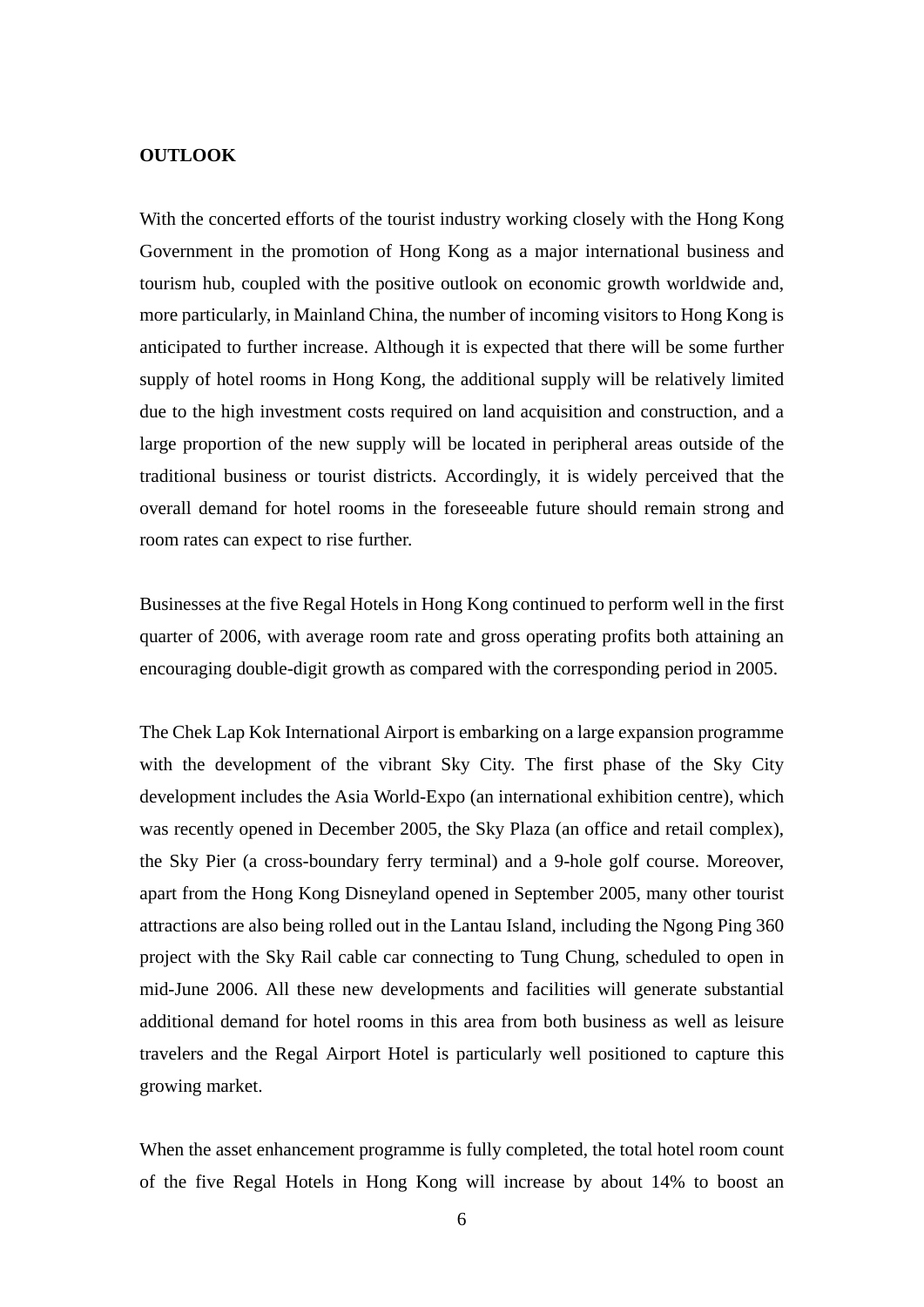**OUTLOOK**

With the concerted efforts of the tourist industry working closely with the Hong Kong Government in the promotion of Hong Kong as a major international business and tourism hub, coupled with the positive outlook on economic growth worldwide and, more particularly, in Mainland China, the number of incoming visitors to Hong Kong is anticipated to further increase. Although it is expected that there will be some further supply of hotel rooms in Hong Kong, the additional supply will be relatively limited due to the high investment costs required on land acquisition and construction, and a large proportion of the new supply will be located in peripheral areas outside of the traditional business or tourist districts. Accordingly, it is widely perceived that the overall demand for hotel rooms in the foreseeable future should remain strong and room rates can expect to rise further.

Businesses at the five Regal Hotels in Hong Kong continued to perform well in the first quarter of 2006, with average room rate and gross operating profits both attaining an encouraging double-digit growth as compared with the corresponding period in 2005.

The Chek Lap Kok International Airport is embarking on a large expansion programme with the development of the vibrant Sky City. The first phase of the Sky City development includes the Asia World-Expo (an international exhibition centre), which was recently opened in December 2005, the Sky Plaza (an office and retail complex), the Sky Pier (a cross-boundary ferry terminal) and a 9-hole golf course. Moreover, apart from the Hong Kong Disneyland opened in September 2005, many other tourist attractions are also being rolled out in the Lantau Island, including the Ngong Ping 360 project with the Sky Rail cable car connecting to Tung Chung, scheduled to open in mid-June 2006. All these new developments and facilities will generate substantial additional demand for hotel rooms in this area from both business as well as leisure travelers and the Regal Airport Hotel is particularly well positioned to capture this growing market.

When the asset enhancement programme is fully completed, the total hotel room count of the five Regal Hotels in Hong Kong will increase by about 14% to boost an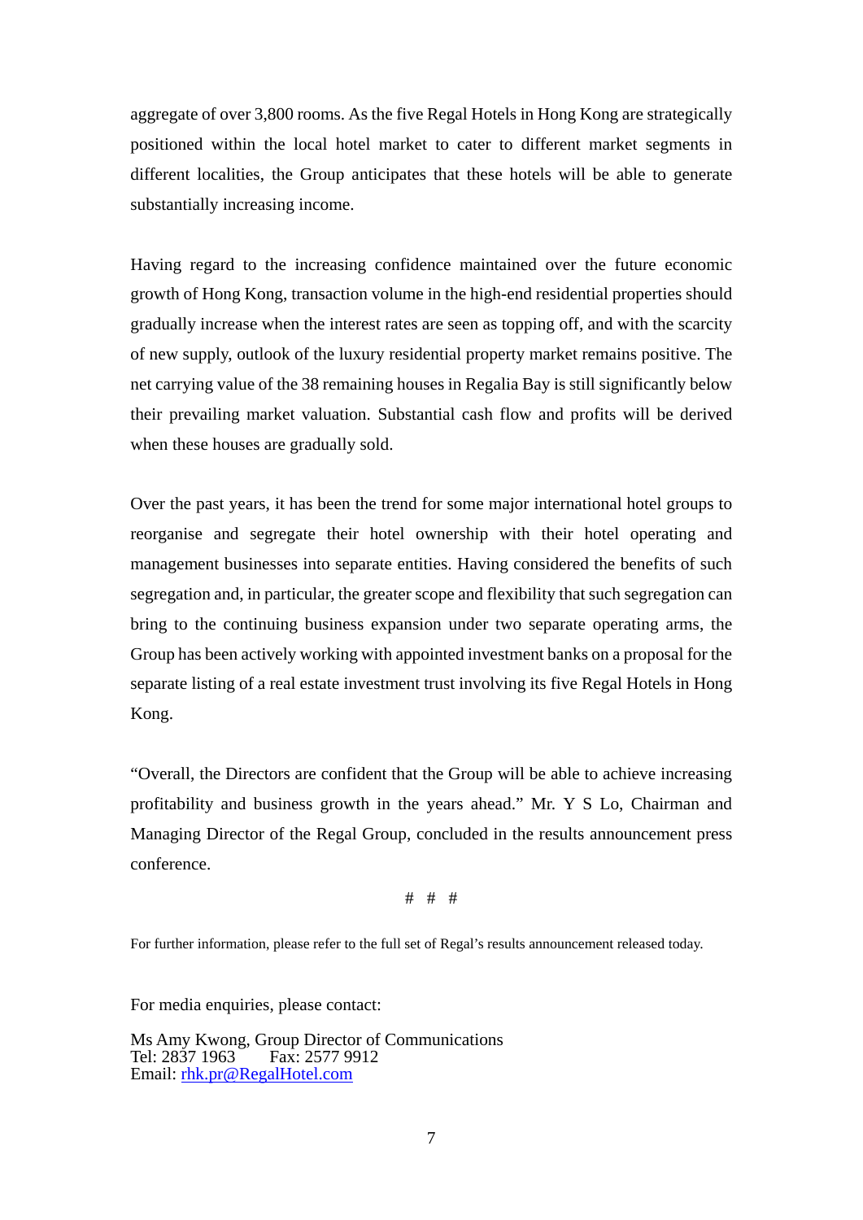aggregate of over 3,800 rooms. As the five Regal Hotels in Hong Kong are strategically positioned within the local hotel market to cater to different market segments in different localities, the Group anticipates that these hotels will be able to generate substantially increasing income.

Having regard to the increasing confidence maintained over the future economic growth of Hong Kong, transaction volume in the high-end residential properties should gradually increase when the interest rates are seen as topping off, and with the scarcity of new supply, outlook of the luxury residential property market remains positive. The net carrying value of the 38 remaining houses in Regalia Bay is still significantly below their prevailing market valuation. Substantial cash flow and profits will be derived when these houses are gradually sold.

Over the past years, it has been the trend for some major international hotel groups to reorganise and segregate their hotel ownership with their hotel operating and management businesses into separate entities. Having considered the benefits of such segregation and, in particular, the greater scope and flexibility that such segregation can bring to the continuing business expansion under two separate operating arms, the Group has been actively working with appointed investment banks on a proposal for the separate listing of a real estate investment trust involving its five Regal Hotels in Hong Kong.

"Overall, the Directors are confident that the Group will be able to achieve increasing profitability and business growth in the years ahead." Mr. Y S Lo, Chairman and Managing Director of the Regal Group, concluded in the results announcement press conference.

# # #

For further information, please refer to the full set of Regal's results announcement released today.

For media enquiries, please contact:

Ms Amy Kwong, Group Director of Communications
Tel: 2837 1963 Fax: 2577 9912
Email: rhk.pr@RegalHotel.com